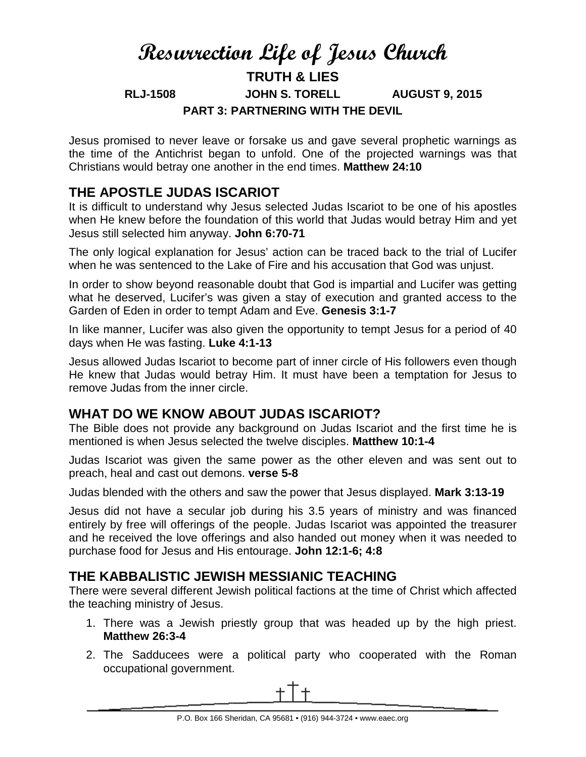# Resurrection Life of Jesus Church

## TRUTH & LIES

**RLJ-1508 JOHN S. TORELL AUGUST 9, 2015**

**PART 3: PARTNERING WITH THE DEVIL**

Jesus promised to never leave or forsake us and gave several prophetic warnings as the time of the Antichrist began to unfold. One of the projected warnings was that Christians would betray one another in the end times. **Matthew 24:10**

## THE APOSTLE JUDAS ISCARIOT

It is difficult to understand why Jesus selected Judas Iscariot to be one of his apostles when He knew before the foundation of this world that Judas would betray Him and yet Jesus still selected him anyway. **John 6:70-71**

The only logical explanation for Jesus' action can be traced back to the trial of Lucifer when he was sentenced to the Lake of Fire and his accusation that God was unjust.

In order to show beyond reasonable doubt that God is impartial and Lucifer was getting what he deserved, Lucifer's was given a stay of execution and granted access to the Garden of Eden in order to tempt Adam and Eve. **Genesis 3:1-7**

In like manner, Lucifer was also given the opportunity to tempt Jesus for a period of 40 days when He was fasting. **Luke 4:1-13**

Jesus allowed Judas Iscariot to become part of inner circle of His followers even though He knew that Judas would betray Him. It must have been a temptation for Jesus to remove Judas from the inner circle.

## WHAT DO WE KNOW ABOUT JUDAS ISCARIOT?

The Bible does not provide any background on Judas Iscariot and the first time he is mentioned is when Jesus selected the twelve disciples. **Matthew 10:1-4**

Judas Iscariot was given the same power as the other eleven and was sent out to preach, heal and cast out demons. **verse 5-8**

Judas blended with the others and saw the power that Jesus displayed. **Mark 3:13-19**

Jesus did not have a secular job during his 3.5 years of ministry and was financed entirely by free will offerings of the people. Judas Iscariot was appointed the treasurer and he received the love offerings and also handed out money when it was needed to purchase food for Jesus and His entourage. **John 12:1-6; 4:8**

## THE KABBALISTIC JEWISH MESSIANIC TEACHING

There were several different Jewish political factions at the time of Christ which affected the teaching ministry of Jesus.

1. There was a Jewish priestly group that was headed up by the high priest. **Matthew 26:3-4**
2. The Sadducees were a political party who cooperated with the Roman occupational government.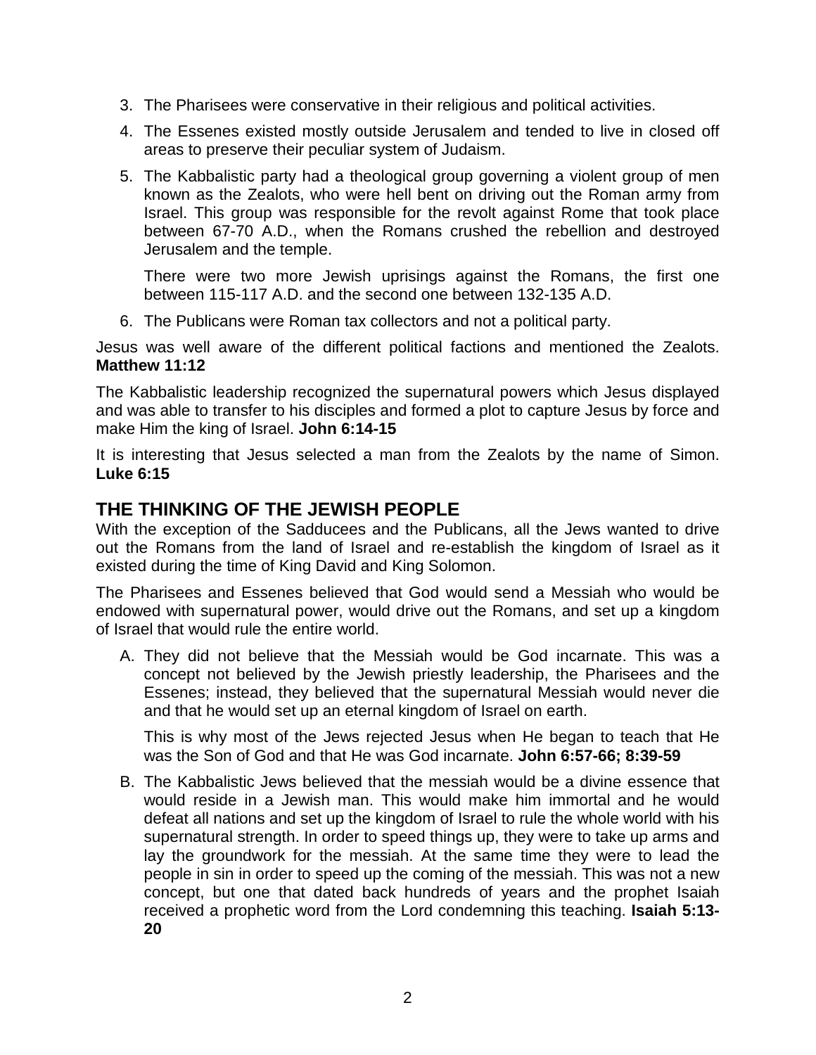3. The Pharisees were conservative in their religious and political activities.

4. The Essenes existed mostly outside Jerusalem and tended to live in closed off areas to preserve their peculiar system of Judaism.

5. The Kabbalistic party had a theological group governing a violent group of men known as the Zealots, who were hell bent on driving out the Roman army from Israel. This group was responsible for the revolt against Rome that took place between 67-70 A.D., when the Romans crushed the rebellion and destroyed Jerusalem and the temple.

   There were two more Jewish uprisings against the Romans, the first one between 115-117 A.D. and the second one between 132-135 A.D.

6. The Publicans were Roman tax collectors and not a political party.

Jesus was well aware of the different political factions and mentioned the Zealots. **Matthew 11:12**

The Kabbalistic leadership recognized the supernatural powers which Jesus displayed and was able to transfer to his disciples and formed a plot to capture Jesus by force and make Him the king of Israel. **John 6:14-15**

It is interesting that Jesus selected a man from the Zealots by the name of Simon. **Luke 6:15**

## THE THINKING OF THE JEWISH PEOPLE

With the exception of the Sadducees and the Publicans, all the Jews wanted to drive out the Romans from the land of Israel and re-establish the kingdom of Israel as it existed during the time of King David and King Solomon.

The Pharisees and Essenes believed that God would send a Messiah who would be endowed with supernatural power, would drive out the Romans, and set up a kingdom of Israel that would rule the entire world.

A. They did not believe that the Messiah would be God incarnate. This was a concept not believed by the Jewish priestly leadership, the Pharisees and the Essenes; instead, they believed that the supernatural Messiah would never die and that he would set up an eternal kingdom of Israel on earth.

   This is why most of the Jews rejected Jesus when He began to teach that He was the Son of God and that He was God incarnate. **John 6:57-66; 8:39-59**

B. The Kabbalistic Jews believed that the messiah would be a divine essence that would reside in a Jewish man. This would make him immortal and he would defeat all nations and set up the kingdom of Israel to rule the whole world with his supernatural strength. In order to speed things up, they were to take up arms and lay the groundwork for the messiah. At the same time they were to lead the people in sin in order to speed up the coming of the messiah. This was not a new concept, but one that dated back hundreds of years and the prophet Isaiah received a prophetic word from the Lord condemning this teaching. **Isaiah 5:13-20**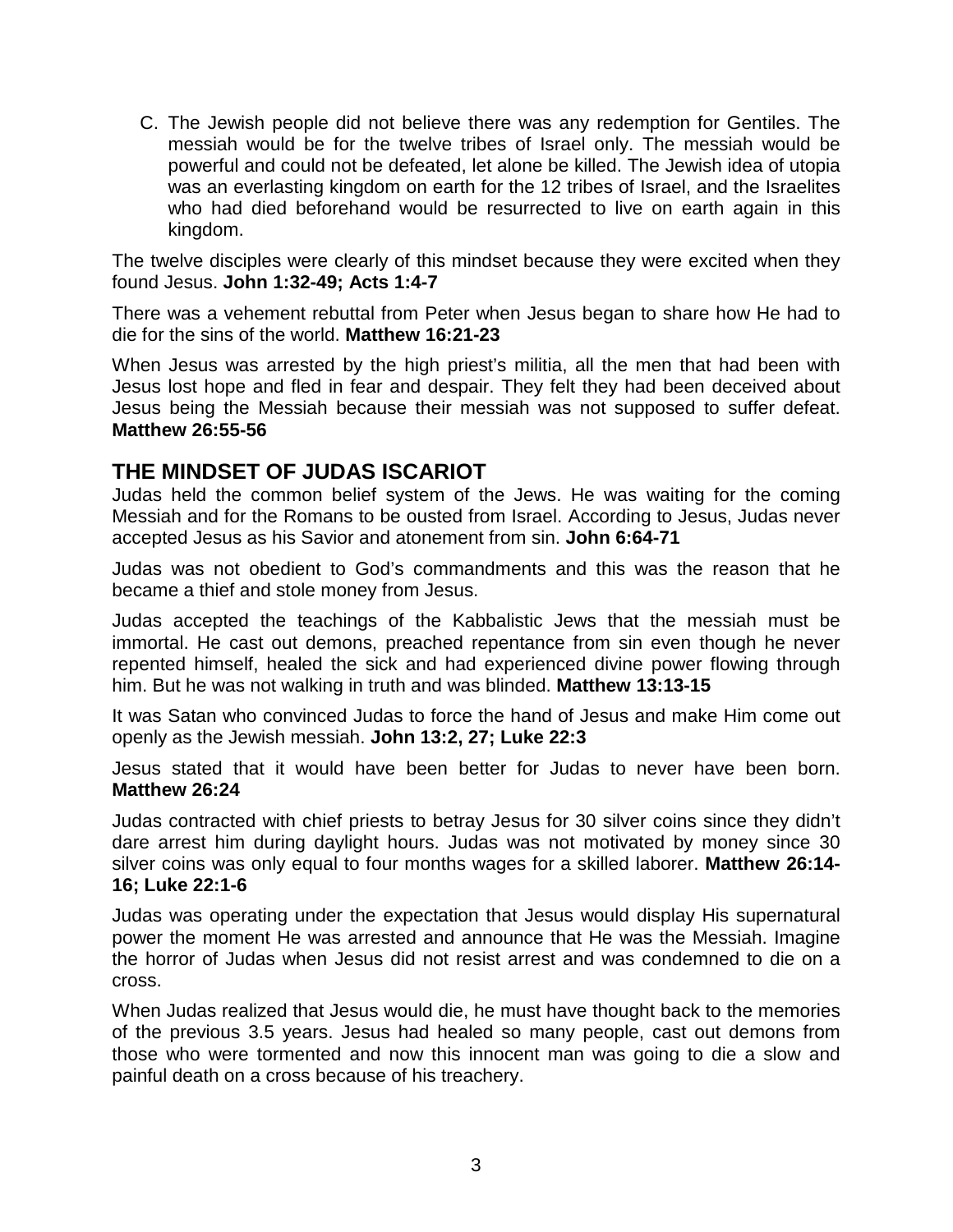C. The Jewish people did not believe there was any redemption for Gentiles. The messiah would be for the twelve tribes of Israel only. The messiah would be powerful and could not be defeated, let alone be killed. The Jewish idea of utopia was an everlasting kingdom on earth for the 12 tribes of Israel, and the Israelites who had died beforehand would be resurrected to live on earth again in this kingdom.

The twelve disciples were clearly of this mindset because they were excited when they found Jesus. **John 1:32-49; Acts 1:4-7**

There was a vehement rebuttal from Peter when Jesus began to share how He had to die for the sins of the world. **Matthew 16:21-23**

When Jesus was arrested by the high priest's militia, all the men that had been with Jesus lost hope and fled in fear and despair. They felt they had been deceived about Jesus being the Messiah because their messiah was not supposed to suffer defeat. **Matthew 26:55-56**

## THE MINDSET OF JUDAS ISCARIOT

Judas held the common belief system of the Jews. He was waiting for the coming Messiah and for the Romans to be ousted from Israel. According to Jesus, Judas never accepted Jesus as his Savior and atonement from sin. **John 6:64-71**

Judas was not obedient to God's commandments and this was the reason that he became a thief and stole money from Jesus.

Judas accepted the teachings of the Kabbalistic Jews that the messiah must be immortal. He cast out demons, preached repentance from sin even though he never repented himself, healed the sick and had experienced divine power flowing through him. But he was not walking in truth and was blinded. **Matthew 13:13-15**

It was Satan who convinced Judas to force the hand of Jesus and make Him come out openly as the Jewish messiah. **John 13:2, 27; Luke 22:3**

Jesus stated that it would have been better for Judas to never have been born. **Matthew 26:24**

Judas contracted with chief priests to betray Jesus for 30 silver coins since they didn't dare arrest him during daylight hours. Judas was not motivated by money since 30 silver coins was only equal to four months wages for a skilled laborer. **Matthew 26:14-16; Luke 22:1-6**

Judas was operating under the expectation that Jesus would display His supernatural power the moment He was arrested and announce that He was the Messiah. Imagine the horror of Judas when Jesus did not resist arrest and was condemned to die on a cross.

When Judas realized that Jesus would die, he must have thought back to the memories of the previous 3.5 years. Jesus had healed so many people, cast out demons from those who were tormented and now this innocent man was going to die a slow and painful death on a cross because of his treachery.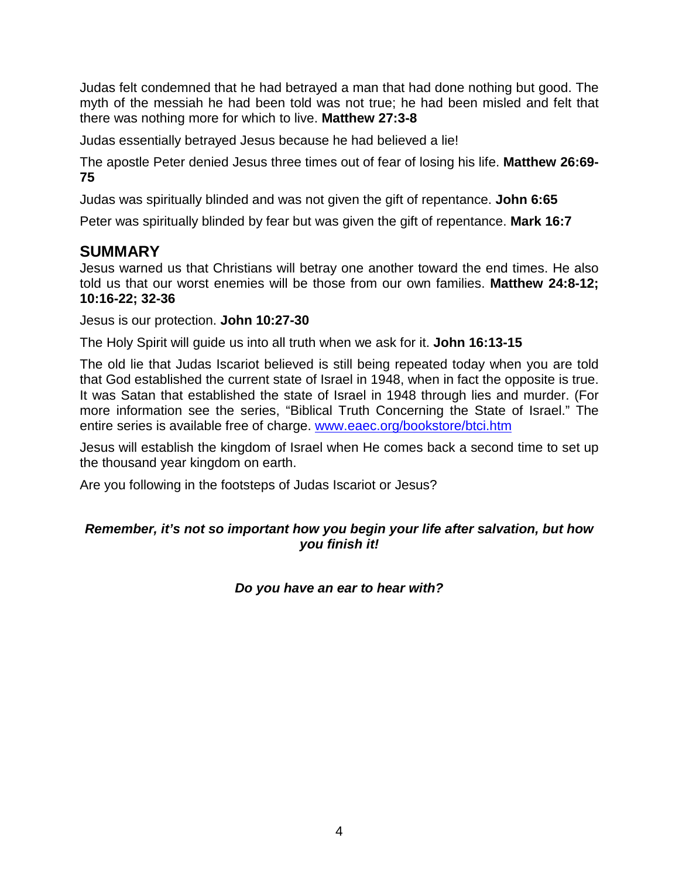Judas felt condemned that he had betrayed a man that had done nothing but good. The myth of the messiah he had been told was not true; he had been misled and felt that there was nothing more for which to live. **Matthew 27:3-8**

Judas essentially betrayed Jesus because he had believed a lie!

The apostle Peter denied Jesus three times out of fear of losing his life. **Matthew 26:69-75**

Judas was spiritually blinded and was not given the gift of repentance. **John 6:65**

Peter was spiritually blinded by fear but was given the gift of repentance. **Mark 16:7**

## SUMMARY

Jesus warned us that Christians will betray one another toward the end times. He also told us that our worst enemies will be those from our own families. **Matthew 24:8-12; 10:16-22; 32-36**

Jesus is our protection. **John 10:27-30**

The Holy Spirit will guide us into all truth when we ask for it. **John 16:13-15**

The old lie that Judas Iscariot believed is still being repeated today when you are told that God established the current state of Israel in 1948, when in fact the opposite is true. It was Satan that established the state of Israel in 1948 through lies and murder. (For more information see the series, "Biblical Truth Concerning the State of Israel." The entire series is available free of charge. [www.eaec.org/bookstore/btci.htm](http://www.eaec.org/bookstore/btci.htm)

Jesus will establish the kingdom of Israel when He comes back a second time to set up the thousand year kingdom on earth.

Are you following in the footsteps of Judas Iscariot or Jesus?

***Remember, it's not so important how you begin your life after salvation, but how you finish it!***

***Do you have an ear to hear with?***